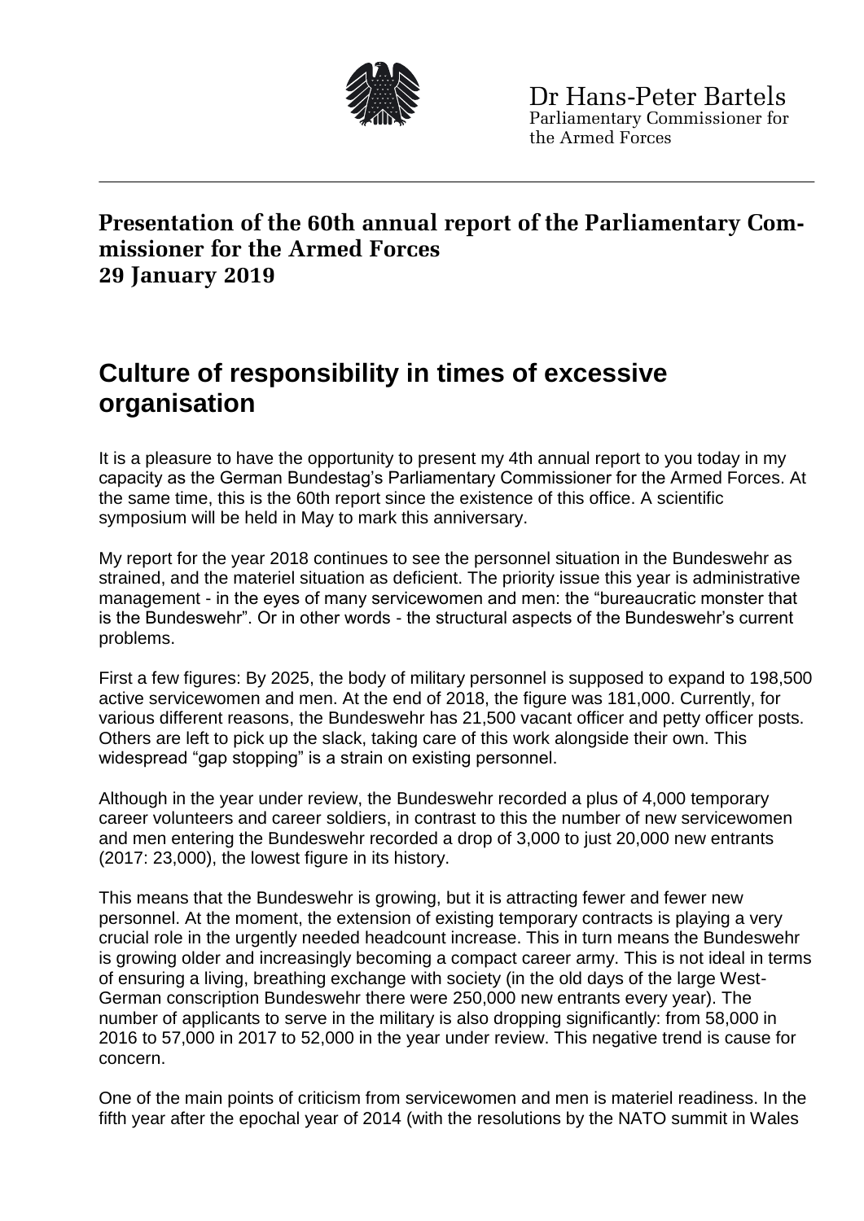Dr Hans-Peter Bartels
Parliamentary Commissioner for the Armed Forces

---

**Presentation of the 60th annual report of the Parliamentary Commissioner for the Armed Forces**
**29 January 2019**

# Culture of responsibility in times of excessive organisation

It is a pleasure to have the opportunity to present my 4th annual report to you today in my capacity as the German Bundestag's Parliamentary Commissioner for the Armed Forces. At the same time, this is the 60th report since the existence of this office. A scientific symposium will be held in May to mark this anniversary.

My report for the year 2018 continues to see the personnel situation in the Bundeswehr as strained, and the materiel situation as deficient. The priority issue this year is administrative management - in the eyes of many servicewomen and men: the "bureaucratic monster that is the Bundeswehr". Or in other words - the structural aspects of the Bundeswehr's current problems.

First a few figures: By 2025, the body of military personnel is supposed to expand to 198,500 active servicewomen and men. At the end of 2018, the figure was 181,000. Currently, for various different reasons, the Bundeswehr has 21,500 vacant officer and petty officer posts. Others are left to pick up the slack, taking care of this work alongside their own. This widespread "gap stopping" is a strain on existing personnel.

Although in the year under review, the Bundeswehr recorded a plus of 4,000 temporary career volunteers and career soldiers, in contrast to this the number of new servicewomen and men entering the Bundeswehr recorded a drop of 3,000 to just 20,000 new entrants (2017: 23,000), the lowest figure in its history.

This means that the Bundeswehr is growing, but it is attracting fewer and fewer new personnel. At the moment, the extension of existing temporary contracts is playing a very crucial role in the urgently needed headcount increase. This in turn means the Bundeswehr is growing older and increasingly becoming a compact career army. This is not ideal in terms of ensuring a living, breathing exchange with society (in the old days of the large West-German conscription Bundeswehr there were 250,000 new entrants every year). The number of applicants to serve in the military is also dropping significantly: from 58,000 in 2016 to 57,000 in 2017 to 52,000 in the year under review. This negative trend is cause for concern.

One of the main points of criticism from servicewomen and men is materiel readiness. In the fifth year after the epochal year of 2014 (with the resolutions by the NATO summit in Wales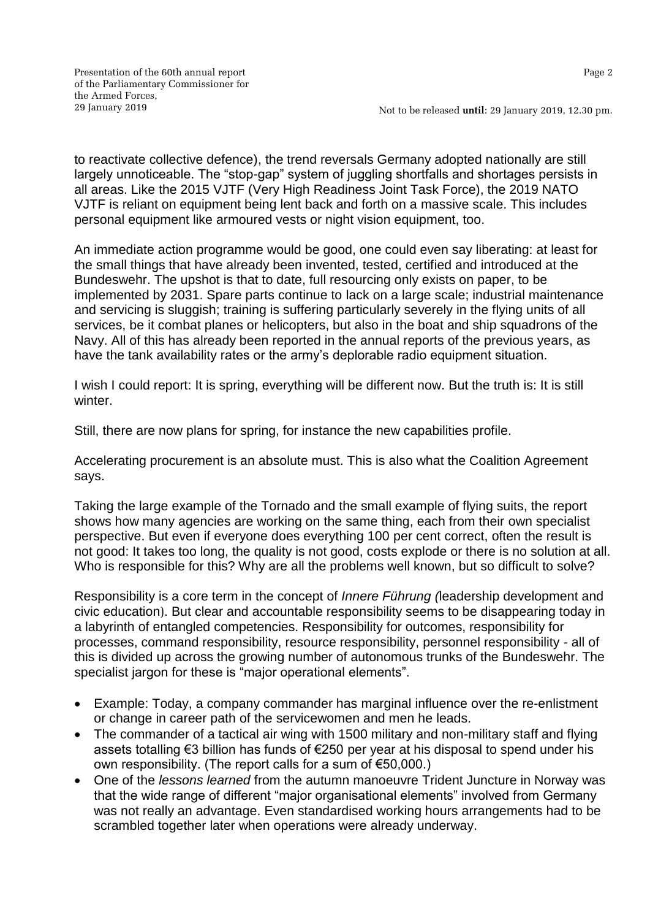to reactivate collective defence), the trend reversals Germany adopted nationally are still largely unnoticeable. The "stop-gap" system of juggling shortfalls and shortages persists in all areas. Like the 2015 VJTF (Very High Readiness Joint Task Force), the 2019 NATO VJTF is reliant on equipment being lent back and forth on a massive scale. This includes personal equipment like armoured vests or night vision equipment, too.

An immediate action programme would be good, one could even say liberating: at least for the small things that have already been invented, tested, certified and introduced at the Bundeswehr. The upshot is that to date, full resourcing only exists on paper, to be implemented by 2031. Spare parts continue to lack on a large scale; industrial maintenance and servicing is sluggish; training is suffering particularly severely in the flying units of all services, be it combat planes or helicopters, but also in the boat and ship squadrons of the Navy. All of this has already been reported in the annual reports of the previous years, as have the tank availability rates or the army's deplorable radio equipment situation.

I wish I could report: It is spring, everything will be different now. But the truth is: It is still winter.

Still, there are now plans for spring, for instance the new capabilities profile.

Accelerating procurement is an absolute must. This is also what the Coalition Agreement says.

Taking the large example of the Tornado and the small example of flying suits, the report shows how many agencies are working on the same thing, each from their own specialist perspective. But even if everyone does everything 100 per cent correct, often the result is not good: It takes too long, the quality is not good, costs explode or there is no solution at all. Who is responsible for this? Why are all the problems well known, but so difficult to solve?

Responsibility is a core term in the concept of *Innere Führung (*leadership development and civic education). But clear and accountable responsibility seems to be disappearing today in a labyrinth of entangled competencies. Responsibility for outcomes, responsibility for processes, command responsibility, resource responsibility, personnel responsibility - all of this is divided up across the growing number of autonomous trunks of the Bundeswehr. The specialist jargon for these is "major operational elements".

- Example: Today, a company commander has marginal influence over the re-enlistment or change in career path of the servicewomen and men he leads.
- The commander of a tactical air wing with 1500 military and non-military staff and flying assets totalling €3 billion has funds of €250 per year at his disposal to spend under his own responsibility. (The report calls for a sum of €50,000.)
- One of the *lessons learned* from the autumn manoeuvre Trident Juncture in Norway was that the wide range of different "major organisational elements" involved from Germany was not really an advantage. Even standardised working hours arrangements had to be scrambled together later when operations were already underway.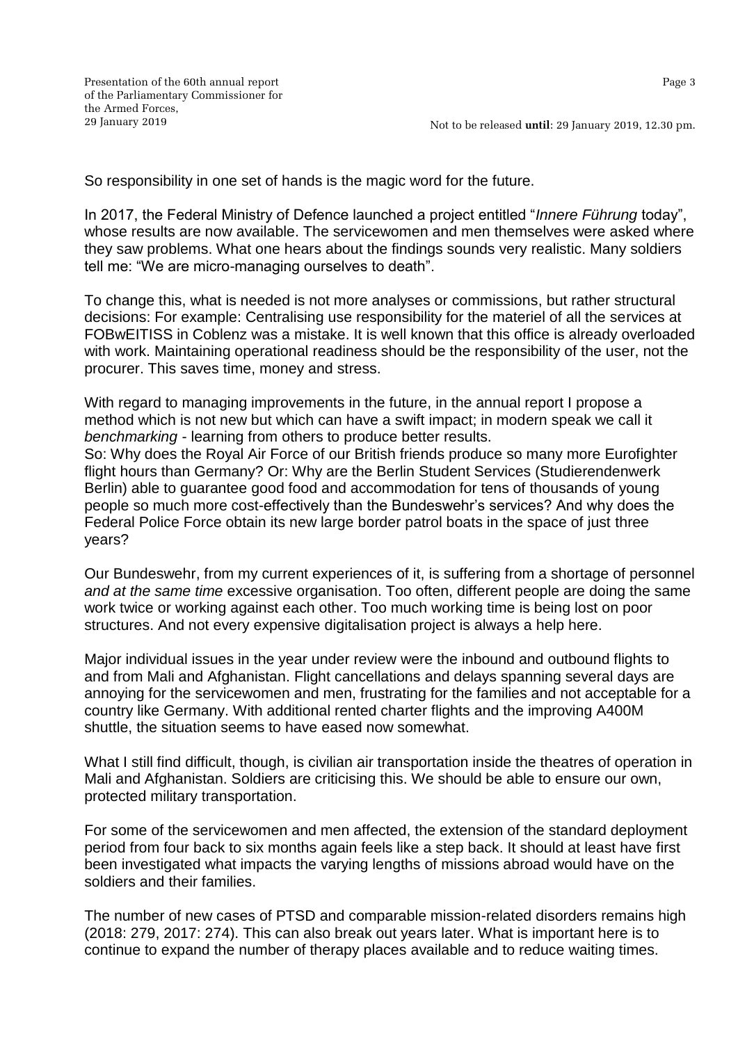So responsibility in one set of hands is the magic word for the future.

In 2017, the Federal Ministry of Defence launched a project entitled "*Innere Führung* today", whose results are now available. The servicewomen and men themselves were asked where they saw problems. What one hears about the findings sounds very realistic. Many soldiers tell me: "We are micro-managing ourselves to death".

To change this, what is needed is not more analyses or commissions, but rather structural decisions: For example: Centralising use responsibility for the materiel of all the services at FOBwEITISS in Coblenz was a mistake. It is well known that this office is already overloaded with work. Maintaining operational readiness should be the responsibility of the user, not the procurer. This saves time, money and stress.

With regard to managing improvements in the future, in the annual report I propose a method which is not new but which can have a swift impact; in modern speak we call it *benchmarking* - learning from others to produce better results.
So: Why does the Royal Air Force of our British friends produce so many more Eurofighter flight hours than Germany? Or: Why are the Berlin Student Services (Studierendenwerk Berlin) able to guarantee good food and accommodation for tens of thousands of young people so much more cost-effectively than the Bundeswehr's services? And why does the Federal Police Force obtain its new large border patrol boats in the space of just three years?

Our Bundeswehr, from my current experiences of it, is suffering from a shortage of personnel *and at the same time* excessive organisation. Too often, different people are doing the same work twice or working against each other. Too much working time is being lost on poor structures. And not every expensive digitalisation project is always a help here.

Major individual issues in the year under review were the inbound and outbound flights to and from Mali and Afghanistan. Flight cancellations and delays spanning several days are annoying for the servicewomen and men, frustrating for the families and not acceptable for a country like Germany. With additional rented charter flights and the improving A400M shuttle, the situation seems to have eased now somewhat.

What I still find difficult, though, is civilian air transportation inside the theatres of operation in Mali and Afghanistan. Soldiers are criticising this. We should be able to ensure our own, protected military transportation.

For some of the servicewomen and men affected, the extension of the standard deployment period from four back to six months again feels like a step back. It should at least have first been investigated what impacts the varying lengths of missions abroad would have on the soldiers and their families.

The number of new cases of PTSD and comparable mission-related disorders remains high (2018: 279, 2017: 274). This can also break out years later. What is important here is to continue to expand the number of therapy places available and to reduce waiting times.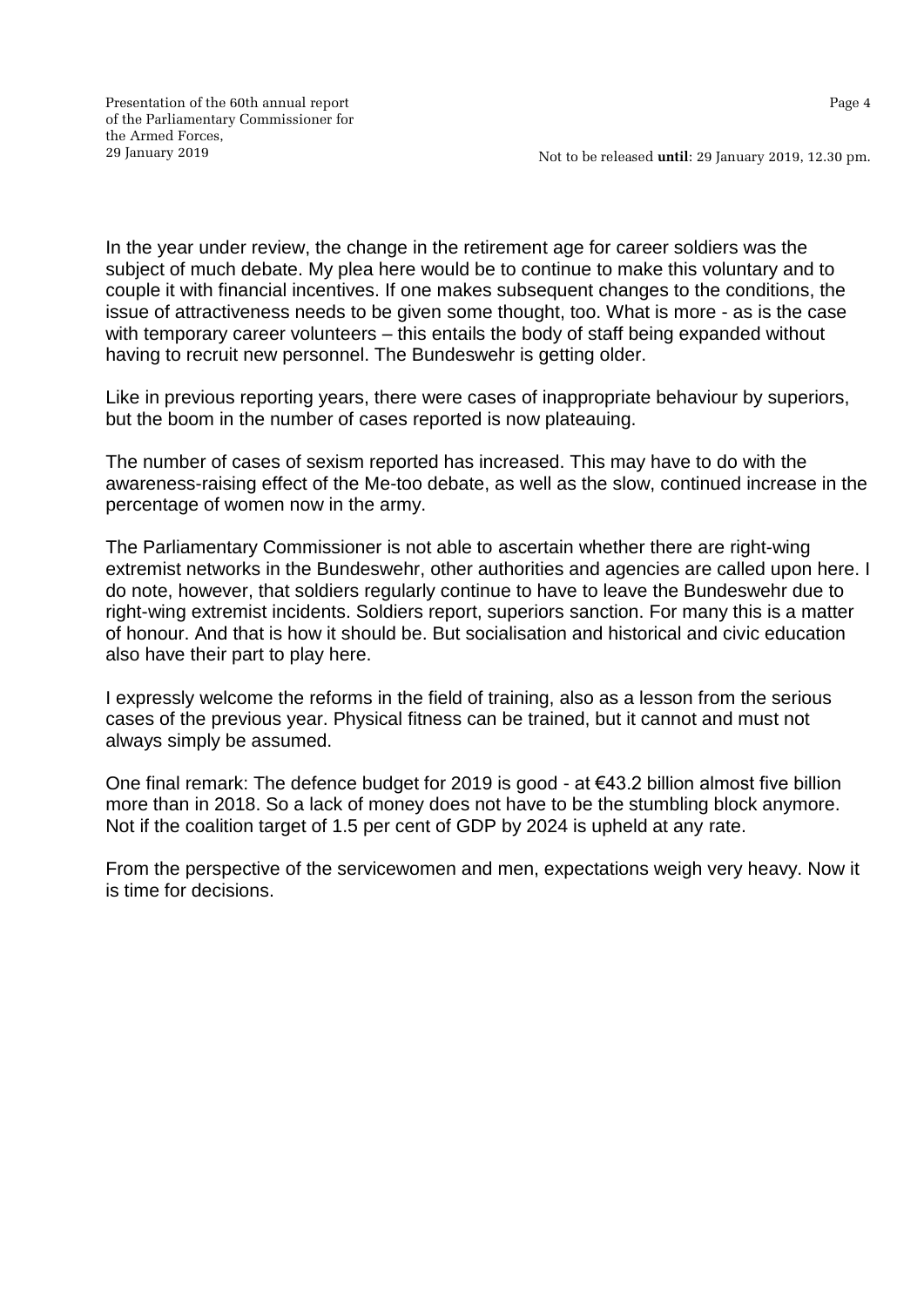In the year under review, the change in the retirement age for career soldiers was the subject of much debate. My plea here would be to continue to make this voluntary and to couple it with financial incentives. If one makes subsequent changes to the conditions, the issue of attractiveness needs to be given some thought, too. What is more - as is the case with temporary career volunteers – this entails the body of staff being expanded without having to recruit new personnel. The Bundeswehr is getting older.

Like in previous reporting years, there were cases of inappropriate behaviour by superiors, but the boom in the number of cases reported is now plateauing.

The number of cases of sexism reported has increased. This may have to do with the awareness-raising effect of the Me-too debate, as well as the slow, continued increase in the percentage of women now in the army.

The Parliamentary Commissioner is not able to ascertain whether there are right-wing extremist networks in the Bundeswehr, other authorities and agencies are called upon here. I do note, however, that soldiers regularly continue to have to leave the Bundeswehr due to right-wing extremist incidents. Soldiers report, superiors sanction. For many this is a matter of honour. And that is how it should be. But socialisation and historical and civic education also have their part to play here.

I expressly welcome the reforms in the field of training, also as a lesson from the serious cases of the previous year. Physical fitness can be trained, but it cannot and must not always simply be assumed.

One final remark: The defence budget for 2019 is good - at €43.2 billion almost five billion more than in 2018. So a lack of money does not have to be the stumbling block anymore. Not if the coalition target of 1.5 per cent of GDP by 2024 is upheld at any rate.

From the perspective of the servicewomen and men, expectations weigh very heavy. Now it is time for decisions.